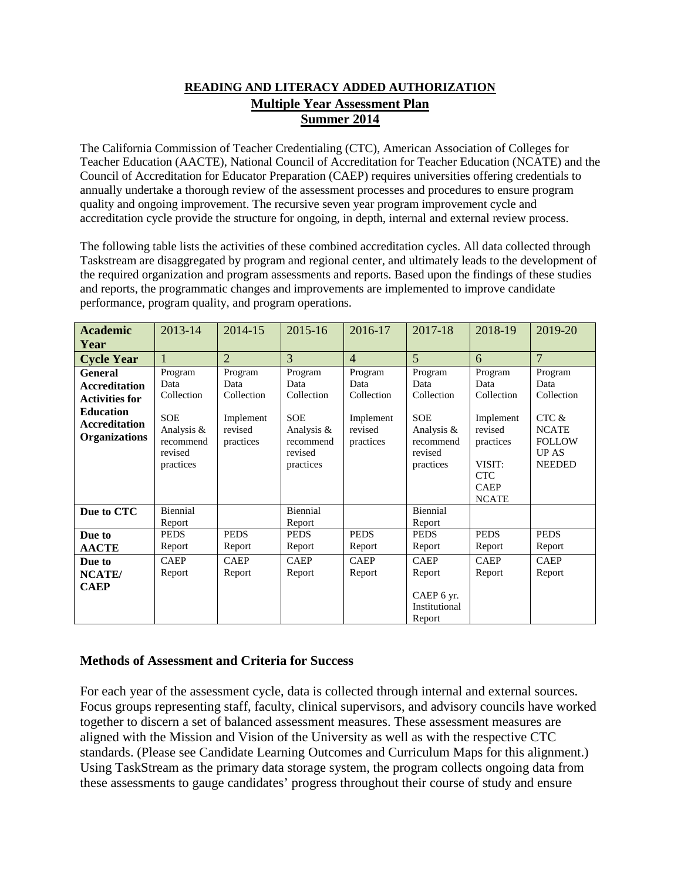**READING AND LITERACY ADDED AUTHORIZATION**
**Multiple Year Assessment Plan**
**Summer 2014**

The California Commission of Teacher Credentialing (CTC), American Association of Colleges for Teacher Education (AACTE), National Council of Accreditation for Teacher Education (NCATE) and the Council of Accreditation for Educator Preparation (CAEP) requires universities offering credentials to annually undertake a thorough review of the assessment processes and procedures to ensure program quality and ongoing improvement. The recursive seven year program improvement cycle and accreditation cycle provide the structure for ongoing, in depth, internal and external review process.

The following table lists the activities of these combined accreditation cycles. All data collected through Taskstream are disaggregated by program and regional center, and ultimately leads to the development of the required organization and program assessments and reports. Based upon the findings of these studies and reports, the programmatic changes and improvements are implemented to improve candidate performance, program quality, and program operations.

| **Academic Year** | 2013-14 | 2014-15 | 2015-16 | 2016-17 | 2017-18 | 2018-19 | 2019-20 |
|---|---|---|---|---|---|---|---|
| **Cycle Year** | 1 | 2 | 3 | 4 | 5 | 6 | 7 |
| **General Accreditation Activities for Education Accreditation Organizations** | Program Data Collection<br><br>SOE Analysis & recommend revised practices | Program Data Collection<br><br>Implement revised practices | Program Data Collection<br><br>SOE Analysis & recommend revised practices | Program Data Collection<br><br>Implement revised practices | Program Data Collection<br><br>SOE Analysis & recommend revised practices | Program Data Collection<br><br>Implement revised practices<br><br>VISIT: CTC CAEP NCATE | Program Data Collection<br><br>CTC & NCATE FOLLOW UP AS NEEDED |
| **Due to CTC** | Biennial Report | | Biennial Report | | Biennial Report | | |
| **Due to AACTE** | PEDS Report | PEDS Report | PEDS Report | PEDS Report | PEDS Report | PEDS Report | PEDS Report |
| **Due to NCATE/ CAEP** | CAEP Report | CAEP Report | CAEP Report | CAEP Report | CAEP Report<br><br>CAEP 6 yr. Institutional Report | CAEP Report | CAEP Report |

**Methods of Assessment and Criteria for Success**

For each year of the assessment cycle, data is collected through internal and external sources. Focus groups representing staff, faculty, clinical supervisors, and advisory councils have worked together to discern a set of balanced assessment measures. These assessment measures are aligned with the Mission and Vision of the University as well as with the respective CTC standards. (Please see Candidate Learning Outcomes and Curriculum Maps for this alignment.) Using TaskStream as the primary data storage system, the program collects ongoing data from these assessments to gauge candidates' progress throughout their course of study and ensure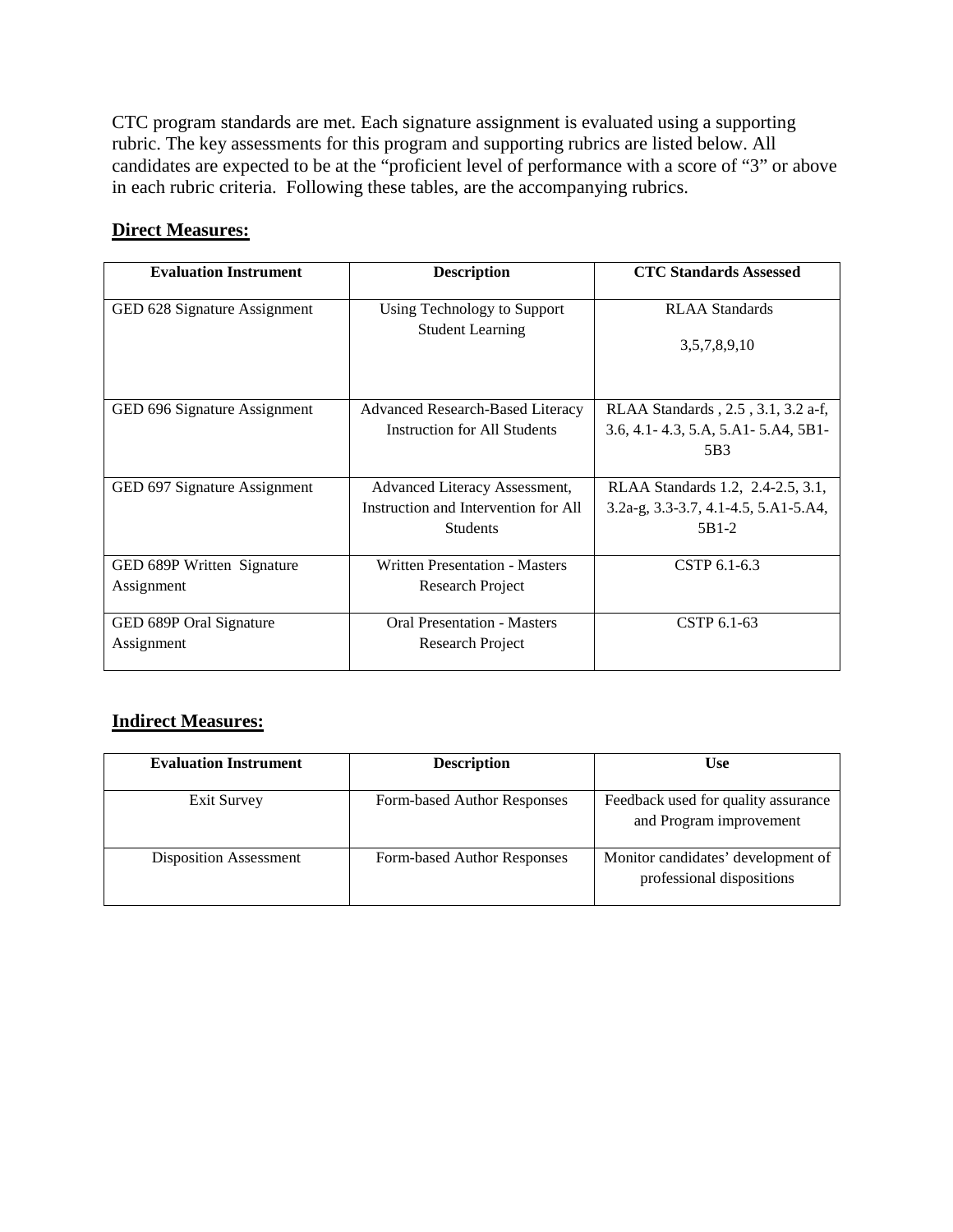CTC program standards are met. Each signature assignment is evaluated using a supporting rubric. The key assessments for this program and supporting rubrics are listed below. All candidates are expected to be at the "proficient level of performance with a score of "3" or above in each rubric criteria. Following these tables, are the accompanying rubrics.

**Direct Measures:**

| Evaluation Instrument | Description | CTC Standards Assessed |
|---|---|---|
| GED 628 Signature Assignment | Using Technology to Support Student Learning | RLAA Standards 3,5,7,8,9,10 |
| GED 696 Signature Assignment | Advanced Research-Based Literacy Instruction for All Students | RLAA Standards , 2.5 , 3.1, 3.2 a-f, 3.6, 4.1- 4.3, 5.A, 5.A1- 5.A4, 5B1-5B3 |
| GED 697 Signature Assignment | Advanced Literacy Assessment, Instruction and Intervention for All Students | RLAA Standards 1.2, 2.4-2.5, 3.1, 3.2a-g, 3.3-3.7, 4.1-4.5, 5.A1-5.A4, 5B1-2 |
| GED 689P Written Signature Assignment | Written Presentation - Masters Research Project | CSTP 6.1-6.3 |
| GED 689P Oral Signature Assignment | Oral Presentation - Masters Research Project | CSTP 6.1-63 |

**Indirect Measures:**

| Evaluation Instrument | Description | Use |
|---|---|---|
| Exit Survey | Form-based Author Responses | Feedback used for quality assurance and Program improvement |
| Disposition Assessment | Form-based Author Responses | Monitor candidates' development of professional dispositions |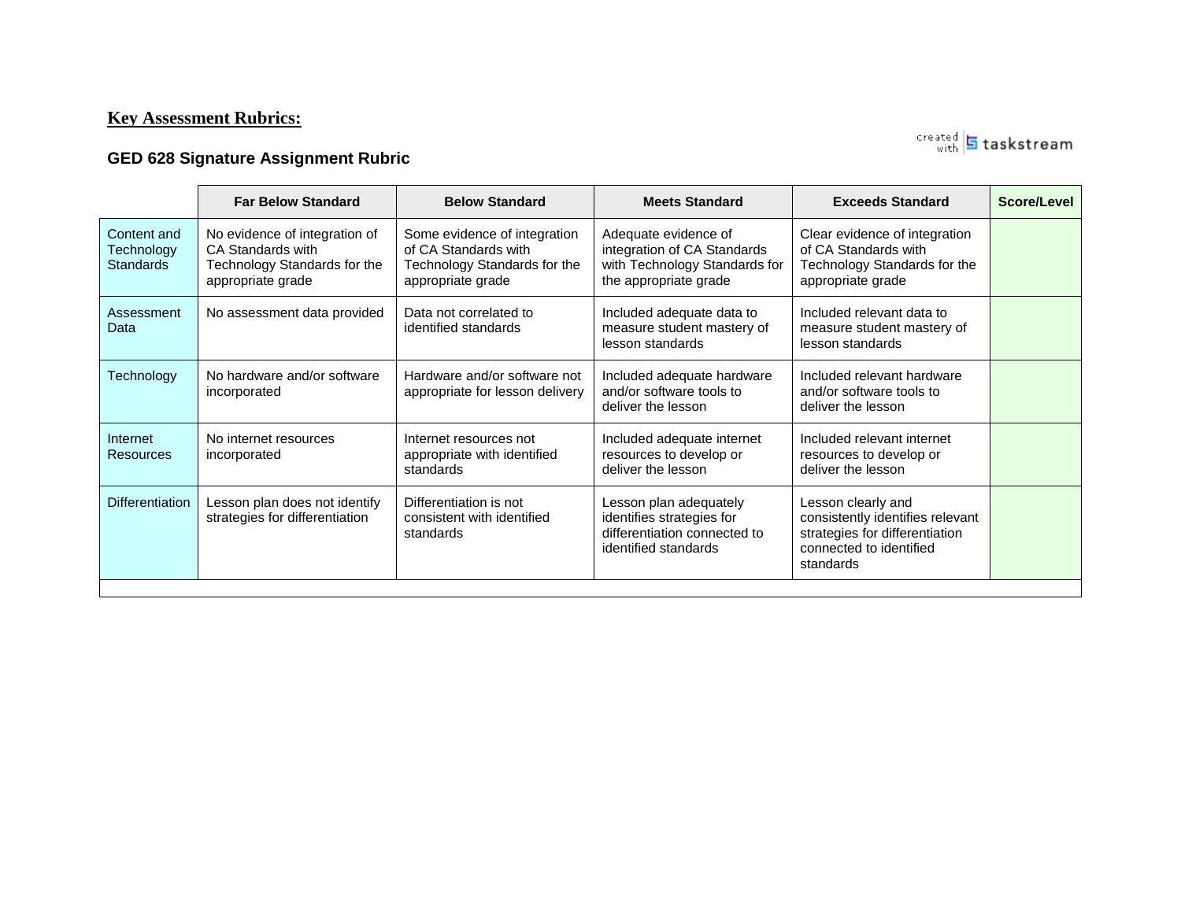**Key Assessment Rubrics:**

**GED 628 Signature Assignment Rubric**

created with tasksteam

| | Far Below Standard | Below Standard | Meets Standard | Exceeds Standard | Score/Level |
|---|---|---|---|---|---|
| Content and Technology Standards | No evidence of integration of CA Standards with Technology Standards for the appropriate grade | Some evidence of integration of CA Standards with Technology Standards for the appropriate grade | Adequate evidence of integration of CA Standards with Technology Standards for the appropriate grade | Clear evidence of integration of CA Standards with Technology Standards for the appropriate grade | |
| Assessment Data | No assessment data provided | Data not correlated to identified standards | Included adequate data to measure student mastery of lesson standards | Included relevant data to measure student mastery of lesson standards | |
| Technology | No hardware and/or software incorporated | Hardware and/or software not appropriate for lesson delivery | Included adequate hardware and/or software tools to deliver the lesson | Included relevant hardware and/or software tools to deliver the lesson | |
| Internet Resources | No internet resources incorporated | Internet resources not appropriate with identified standards | Included adequate internet resources to develop or deliver the lesson | Included relevant internet resources to develop or deliver the lesson | |
| Differentiation | Lesson plan does not identify strategies for differentiation | Differentiation is not consistent with identified standards | Lesson plan adequately identifies strategies for differentiation connected to identified standards | Lesson clearly and consistently identifies relevant strategies for differentiation connected to identified standards | |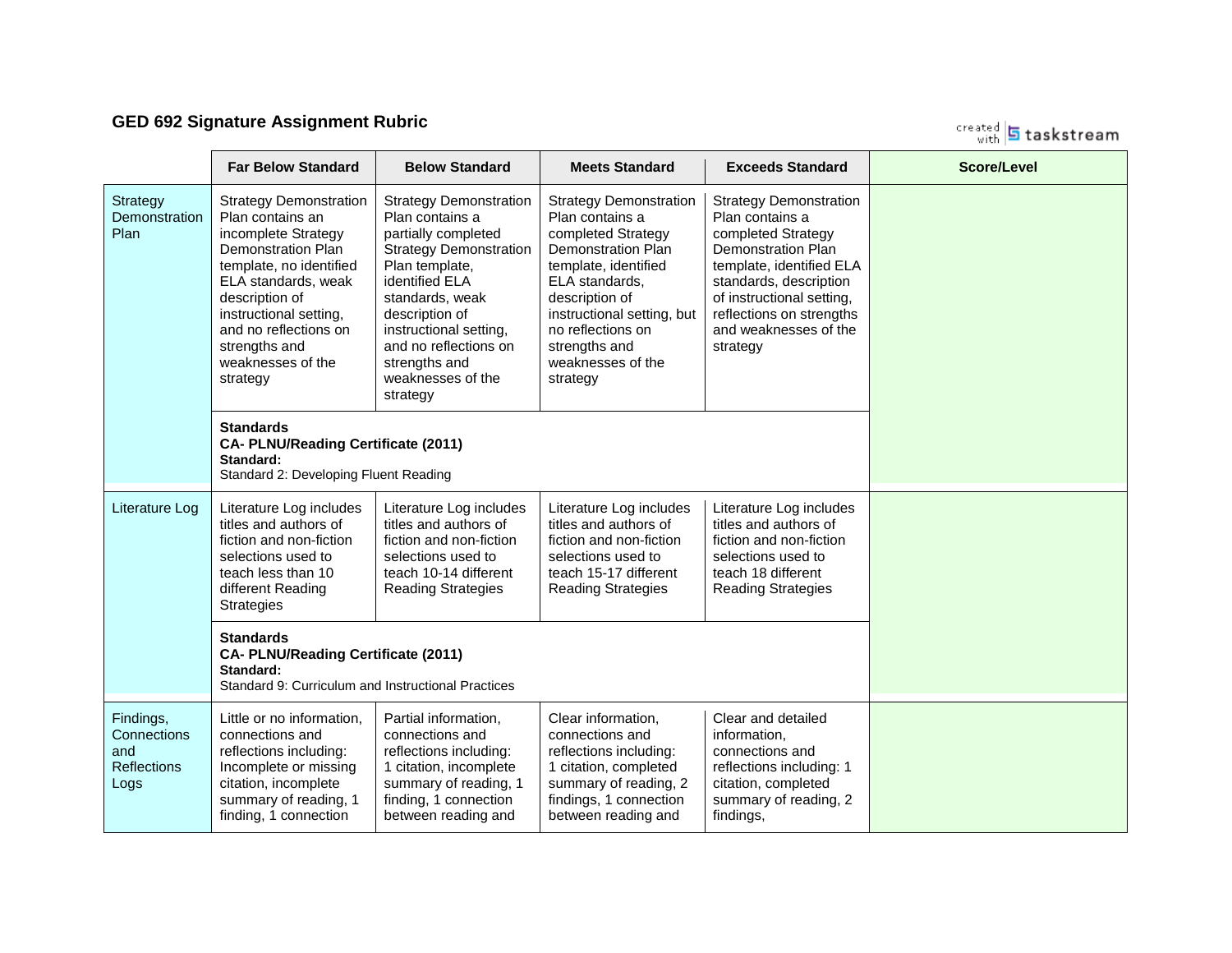## GED 692 Signature Assignment Rubric

|  | Far Below Standard | Below Standard | Meets Standard | Exceeds Standard | Score/Level |
|---|---|---|---|---|---|
| Strategy Demonstration Plan | Strategy Demonstration Plan contains an incomplete Strategy Demonstration Plan template, no identified ELA standards, weak description of instructional setting, and no reflections on strengths and weaknesses of the strategy | Strategy Demonstration Plan contains a partially completed Strategy Demonstration Plan template, identified ELA standards, weak description of instructional setting, and no reflections on strengths and weaknesses of the strategy | Strategy Demonstration Plan contains a completed Strategy Demonstration Plan template, identified ELA standards, description of instructional setting, but no reflections on strengths and weaknesses of the strategy | Strategy Demonstration Plan contains a completed Strategy Demonstration Plan template, identified ELA standards, description of instructional setting, reflections on strengths and weaknesses of the strategy | |
| | **Standards** **CA- PLNU/Reading Certificate (2011)** **Standard:** Standard 2: Developing Fluent Reading | | | | |
| Literature Log | Literature Log includes titles and authors of fiction and non-fiction selections used to teach less than 10 different Reading Strategies | Literature Log includes titles and authors of fiction and non-fiction selections used to teach 10-14 different Reading Strategies | Literature Log includes titles and authors of fiction and non-fiction selections used to teach 15-17 different Reading Strategies | Literature Log includes titles and authors of fiction and non-fiction selections used to teach 18 different Reading Strategies | |
| | **Standards** **CA- PLNU/Reading Certificate (2011)** **Standard:** Standard 9: Curriculum and Instructional Practices | | | | |
| Findings, Connections and Reflections Logs | Little or no information, connections and reflections including: Incomplete or missing citation, incomplete summary of reading, 1 finding, 1 connection | Partial information, connections and reflections including: 1 citation, incomplete summary of reading, 1 finding, 1 connection between reading and | Clear information, connections and reflections including: 1 citation, completed summary of reading, 2 findings, 1 connection between reading and | Clear and detailed information, connections and reflections including: 1 citation, completed summary of reading, 2 findings, | |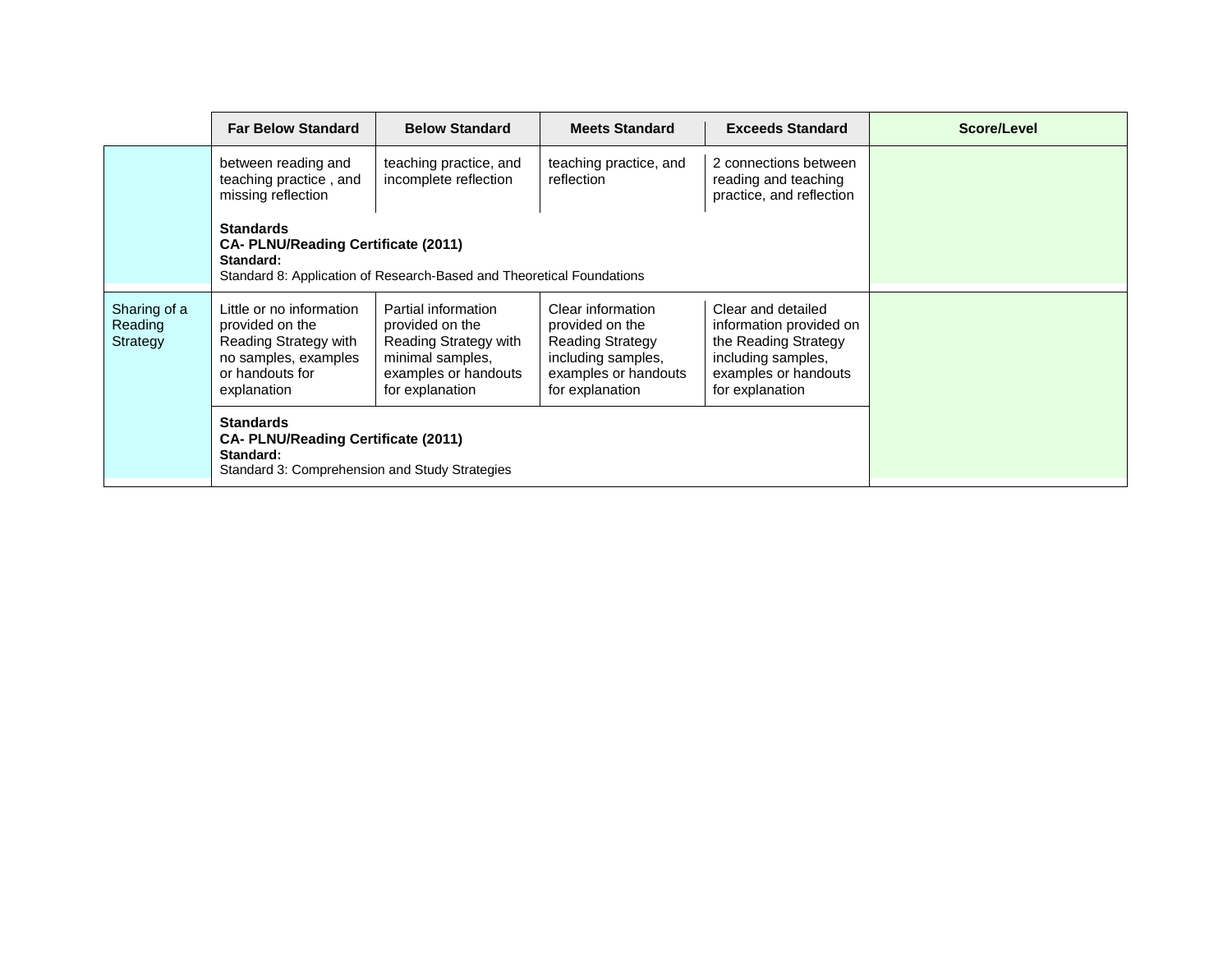| | Far Below Standard | Below Standard | Meets Standard | Exceeds Standard | Score/Level |
|---|---|---|---|---|---|
| | between reading and teaching practice , and missing reflection | teaching practice, and incomplete reflection | teaching practice, and reflection | 2 connections between reading and teaching practice, and reflection | |
| | **Standards** **CA- PLNU/Reading Certificate (2011)** **Standard:** Standard 8: Application of Research-Based and Theoretical Foundations | | | | |
| Sharing of a Reading Strategy | Little or no information provided on the Reading Strategy with no samples, examples or handouts for explanation | Partial information provided on the Reading Strategy with minimal samples, examples or handouts for explanation | Clear information provided on the Reading Strategy including samples, examples or handouts for explanation | Clear and detailed information provided on the Reading Strategy including samples, examples or handouts for explanation | |
| | **Standards** **CA- PLNU/Reading Certificate (2011)** **Standard:** Standard 3: Comprehension and Study Strategies | | | | |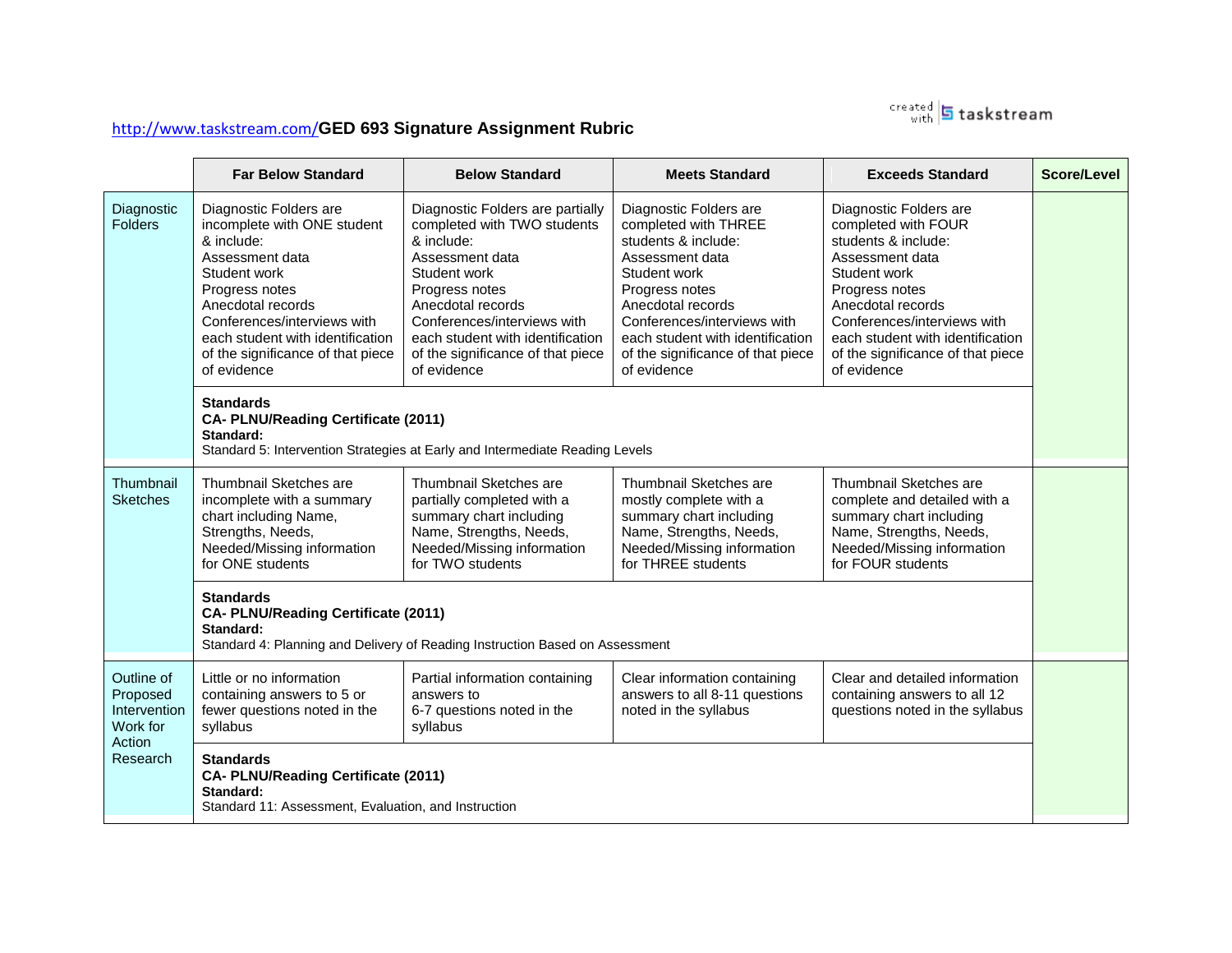http://www.taskstream.com/**GED 693 Signature Assignment Rubric**

|  | Far Below Standard | Below Standard | Meets Standard | Exceeds Standard | Score/Level |
|---|---|---|---|---|---|
| Diagnostic Folders | Diagnostic Folders are incomplete with ONE student & include: Assessment data Student work Progress notes Anecdotal records Conferences/interviews with each student with identification of the significance of that piece of evidence | Diagnostic Folders are partially completed with TWO students & include: Assessment data Student work Progress notes Anecdotal records Conferences/interviews with each student with identification of the significance of that piece of evidence | Diagnostic Folders are completed with THREE students & include: Assessment data Student work Progress notes Anecdotal records Conferences/interviews with each student with identification of the significance of that piece of evidence | Diagnostic Folders are completed with FOUR students & include: Assessment data Student work Progress notes Anecdotal records Conferences/interviews with each student with identification of the significance of that piece of evidence | |
| | **Standards** **CA- PLNU/Reading Certificate (2011)** **Standard:** Standard 5: Intervention Strategies at Early and Intermediate Reading Levels | | | | |
| Thumbnail Sketches | Thumbnail Sketches are incomplete with a summary chart including Name, Strengths, Needs, Needed/Missing information for ONE students | Thumbnail Sketches are partially completed with a summary chart including Name, Strengths, Needs, Needed/Missing information for TWO students | Thumbnail Sketches are mostly complete with a summary chart including Name, Strengths, Needs, Needed/Missing information for THREE students | Thumbnail Sketches are complete and detailed with a summary chart including Name, Strengths, Needs, Needed/Missing information for FOUR students | |
| | **Standards** **CA- PLNU/Reading Certificate (2011)** **Standard:** Standard 4: Planning and Delivery of Reading Instruction Based on Assessment | | | | |
| Outline of Proposed Intervention Work for Action Research | Little or no information containing answers to 5 or fewer questions noted in the syllabus | Partial information containing answers to 6-7 questions noted in the syllabus | Clear information containing answers to all 8-11 questions noted in the syllabus | Clear and detailed information containing answers to all 12 questions noted in the syllabus | |
| | **Standards** **CA- PLNU/Reading Certificate (2011)** **Standard:** Standard 11: Assessment, Evaluation, and Instruction | | | | |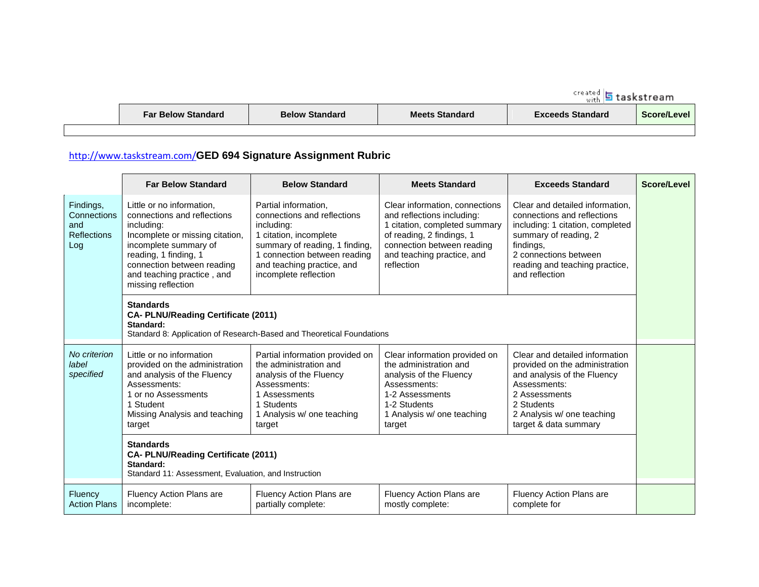| | Far Below Standard | Below Standard | Meets Standard | Exceeds Standard | Score/Level |
|---|---|---|---|---|---|
| | | | | | |

[http://www.taskstream.com/](http://www.taskstream.com/)**GED 694 Signature Assignment Rubric**

| | Far Below Standard | Below Standard | Meets Standard | Exceeds Standard | Score/Level |
|---|---|---|---|---|---|
| Findings, Connections and Reflections Log | Little or no information, connections and reflections including: Incomplete or missing citation, incomplete summary of reading, 1 finding, 1 connection between reading and teaching practice , and missing reflection | Partial information, connections and reflections including: 1 citation, incomplete summary of reading, 1 finding, 1 connection between reading and teaching practice, and incomplete reflection | Clear information, connections and reflections including: 1 citation, completed summary of reading, 2 findings, 1 connection between reading and teaching practice, and reflection | Clear and detailed information, connections and reflections including: 1 citation, completed summary of reading, 2 findings, 2 connections between reading and teaching practice, and reflection | |
| | **Standards** **CA- PLNU/Reading Certificate (2011)** **Standard:** Standard 8: Application of Research-Based and Theoretical Foundations | | | | |
| *No criterion label specified* | Little or no information provided on the administration and analysis of the Fluency Assessments: 1 or no Assessments 1 Student Missing Analysis and teaching target | Partial information provided on the administration and analysis of the Fluency Assessments: 1 Assessments 1 Students 1 Analysis w/ one teaching target | Clear information provided on the administration and analysis of the Fluency Assessments: 1-2 Assessments 1-2 Students 1 Analysis w/ one teaching target | Clear and detailed information provided on the administration and analysis of the Fluency Assessments: 2 Assessments 2 Students 2 Analysis w/ one teaching target & data summary | |
| | **Standards** **CA- PLNU/Reading Certificate (2011)** **Standard:** Standard 11: Assessment, Evaluation, and Instruction | | | | |
| Fluency Action Plans | Fluency Action Plans are incomplete: | Fluency Action Plans are partially complete: | Fluency Action Plans are mostly complete: | Fluency Action Plans are complete for | |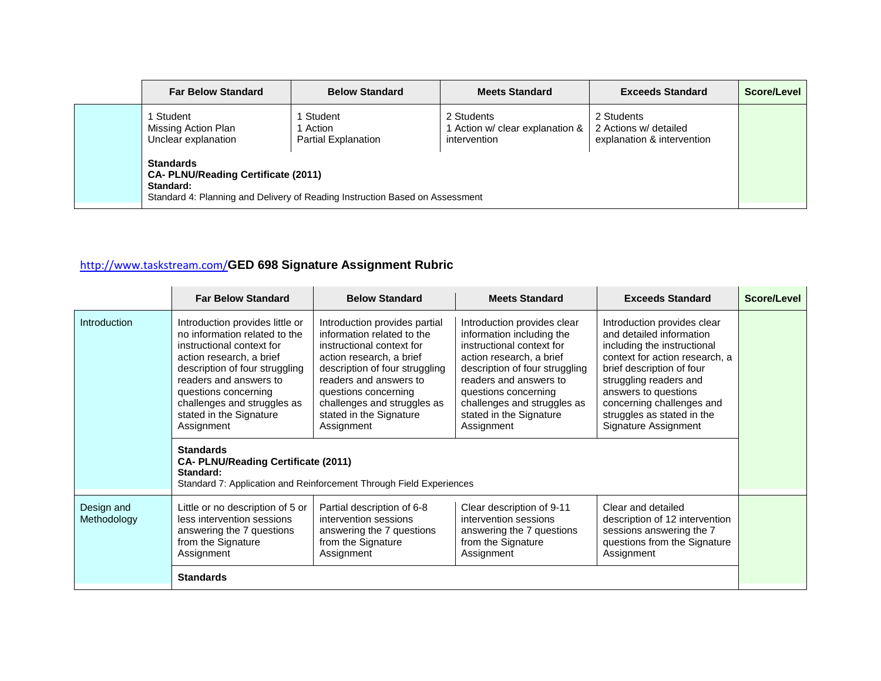| | Far Below Standard | Below Standard | Meets Standard | Exceeds Standard | Score/Level |
|---|---|---|---|---|---|
| | 1 Student<br>Missing Action Plan<br>Unclear explanation | 1 Student<br>1 Action<br>Partial Explanation | 2 Students<br>1 Action w/ clear explanation & intervention | 2 Students<br>2 Actions w/ detailed explanation & intervention | |
| | **Standards**<br>**CA- PLNU/Reading Certificate (2011)**<br>**Standard:**<br>Standard 4: Planning and Delivery of Reading Instruction Based on Assessment | | | | |

## http://www.taskstream.com/GED 698 Signature Assignment Rubric

| | Far Below Standard | Below Standard | Meets Standard | Exceeds Standard | Score/Level |
|---|---|---|---|---|---|
| Introduction | Introduction provides little or no information related to the instructional context for action research, a brief description of four struggling readers and answers to questions concerning challenges and struggles as stated in the Signature Assignment | Introduction provides partial information related to the instructional context for action research, a brief description of four struggling readers and answers to questions concerning challenges and struggles as stated in the Signature Assignment | Introduction provides clear information including the instructional context for action research, a brief description of four struggling readers and answers to questions concerning challenges and struggles as stated in the Signature Assignment | Introduction provides clear and detailed information including the instructional context for action research, a brief description of four struggling readers and answers to questions concerning challenges and struggles as stated in the Signature Assignment | |
| | **Standards**<br>**CA- PLNU/Reading Certificate (2011)**<br>**Standard:**<br>Standard 7: Application and Reinforcement Through Field Experiences | | | | |
| Design and Methodology | Little or no description of 5 or less intervention sessions answering the 7 questions from the Signature Assignment | Partial description of 6-8 intervention sessions answering the 7 questions from the Signature Assignment | Clear description of 9-11 intervention sessions answering the 7 questions from the Signature Assignment | Clear and detailed description of 12 intervention sessions answering the 7 questions from the Signature Assignment | |
| | **Standards** | | | | |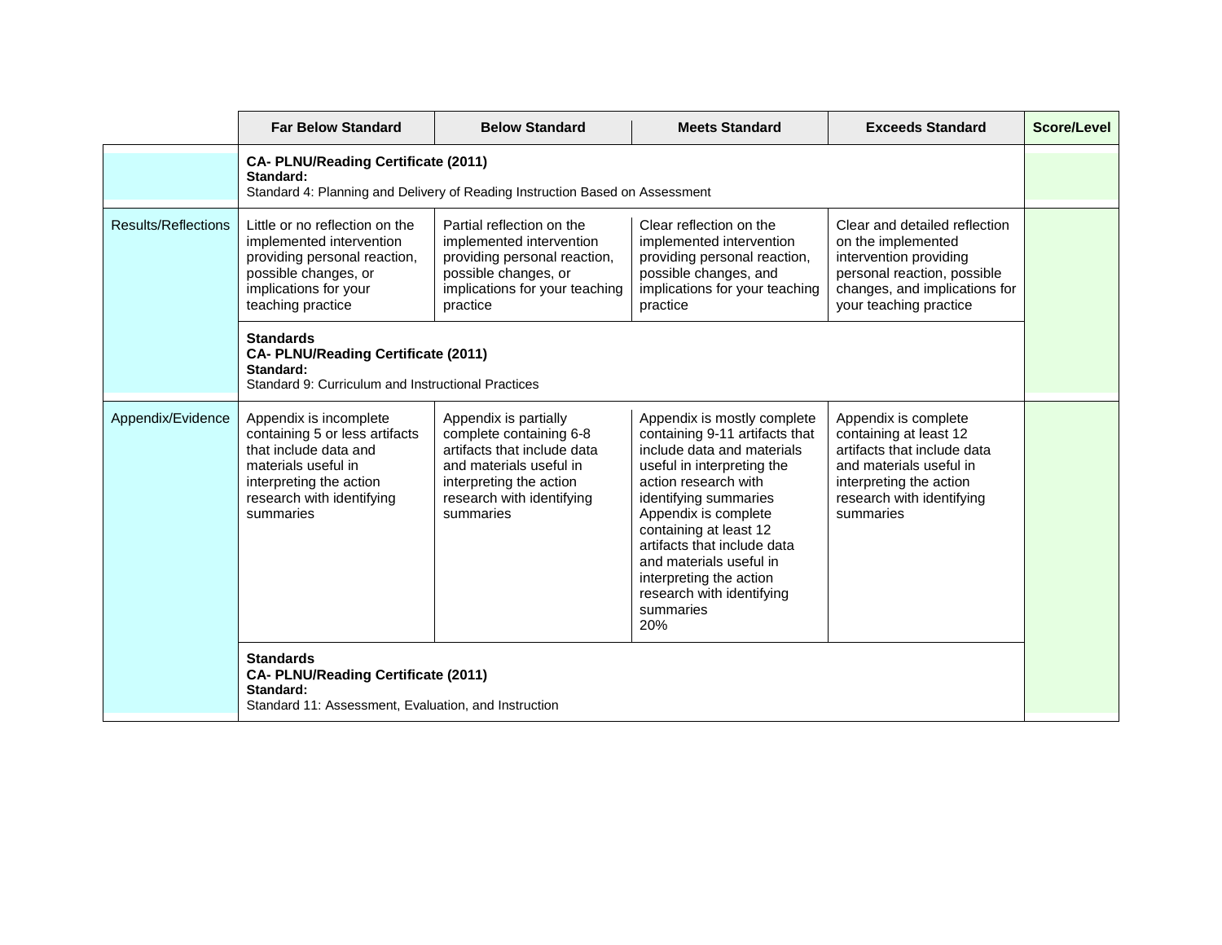| | Far Below Standard | Below Standard | Meets Standard | Exceeds Standard | Score/Level |
|---|---|---|---|---|---|
| | **CA- PLNU/Reading Certificate (2011)**<br>**Standard:**<br>Standard 4: Planning and Delivery of Reading Instruction Based on Assessment | | | | |
| Results/Reflections | Little or no reflection on the implemented intervention providing personal reaction, possible changes, or implications for your teaching practice | Partial reflection on the implemented intervention providing personal reaction, possible changes, or implications for your teaching practice | Clear reflection on the implemented intervention providing personal reaction, possible changes, and implications for your teaching practice | Clear and detailed reflection on the implemented intervention providing personal reaction, possible changes, and implications for your teaching practice | |
| | **Standards**<br>**CA- PLNU/Reading Certificate (2011)**<br>**Standard:**<br>Standard 9: Curriculum and Instructional Practices | | | | |
| Appendix/Evidence | Appendix is incomplete containing 5 or less artifacts that include data and materials useful in interpreting the action research with identifying summaries | Appendix is partially complete containing 6-8 artifacts that include data and materials useful in interpreting the action research with identifying summaries | Appendix is mostly complete containing 9-11 artifacts that include data and materials useful in interpreting the action research with identifying summaries Appendix is complete containing at least 12 artifacts that include data and materials useful in interpreting the action research with identifying summaries<br>20% | Appendix is complete containing at least 12 artifacts that include data and materials useful in interpreting the action research with identifying summaries | |
| | **Standards**<br>**CA- PLNU/Reading Certificate (2011)**<br>**Standard:**<br>Standard 11: Assessment, Evaluation, and Instruction | | | | |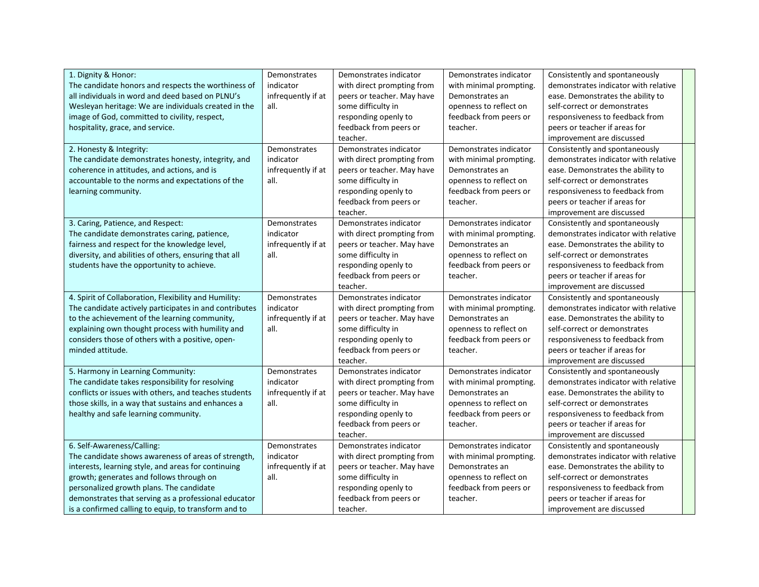| | | | | | |
|---|---|---|---|---|---|
| 1. Dignity & Honor:<br>The candidate honors and respects the worthiness of all individuals in word and deed based on PLNU's Wesleyan heritage: We are individuals created in the image of God, committed to civility, respect, hospitality, grace, and service. | Demonstrates indicator infrequently if at all. | Demonstrates indicator with direct prompting from peers or teacher. May have some difficulty in responding openly to feedback from peers or teacher. | Demonstrates indicator with minimal prompting. Demonstrates an openness to reflect on feedback from peers or teacher. | Consistently and spontaneously demonstrates indicator with relative ease. Demonstrates the ability to self-correct or demonstrates responsiveness to feedback from peers or teacher if areas for improvement are discussed | |
| 2. Honesty & Integrity:<br>The candidate demonstrates honesty, integrity, and coherence in attitudes, and actions, and is accountable to the norms and expectations of the learning community. | Demonstrates indicator infrequently if at all. | Demonstrates indicator with direct prompting from peers or teacher. May have some difficulty in responding openly to feedback from peers or teacher. | Demonstrates indicator with minimal prompting. Demonstrates an openness to reflect on feedback from peers or teacher. | Consistently and spontaneously demonstrates indicator with relative ease. Demonstrates the ability to self-correct or demonstrates responsiveness to feedback from peers or teacher if areas for improvement are discussed | |
| 3. Caring, Patience, and Respect:<br>The candidate demonstrates caring, patience, fairness and respect for the knowledge level, diversity, and abilities of others, ensuring that all students have the opportunity to achieve. | Demonstrates indicator infrequently if at all. | Demonstrates indicator with direct prompting from peers or teacher. May have some difficulty in responding openly to feedback from peers or teacher. | Demonstrates indicator with minimal prompting. Demonstrates an openness to reflect on feedback from peers or teacher. | Consistently and spontaneously demonstrates indicator with relative ease. Demonstrates the ability to self-correct or demonstrates responsiveness to feedback from peers or teacher if areas for improvement are discussed | |
| 4. Spirit of Collaboration, Flexibility and Humility:<br>The candidate actively participates in and contributes to the achievement of the learning community, explaining own thought process with humility and considers those of others with a positive, open-minded attitude. | Demonstrates indicator infrequently if at all. | Demonstrates indicator with direct prompting from peers or teacher. May have some difficulty in responding openly to feedback from peers or teacher. | Demonstrates indicator with minimal prompting. Demonstrates an openness to reflect on feedback from peers or teacher. | Consistently and spontaneously demonstrates indicator with relative ease. Demonstrates the ability to self-correct or demonstrates responsiveness to feedback from peers or teacher if areas for improvement are discussed | |
| 5. Harmony in Learning Community:<br>The candidate takes responsibility for resolving conflicts or issues with others, and teaches students those skills, in a way that sustains and enhances a healthy and safe learning community. | Demonstrates indicator infrequently if at all. | Demonstrates indicator with direct prompting from peers or teacher. May have some difficulty in responding openly to feedback from peers or teacher. | Demonstrates indicator with minimal prompting. Demonstrates an openness to reflect on feedback from peers or teacher. | Consistently and spontaneously demonstrates indicator with relative ease. Demonstrates the ability to self-correct or demonstrates responsiveness to feedback from peers or teacher if areas for improvement are discussed | |
| 6. Self-Awareness/Calling:<br>The candidate shows awareness of areas of strength, interests, learning style, and areas for continuing growth; generates and follows through on personalized growth plans. The candidate demonstrates that serving as a professional educator is a confirmed calling to equip, to transform and to | Demonstrates indicator infrequently if at all. | Demonstrates indicator with direct prompting from peers or teacher. May have some difficulty in responding openly to feedback from peers or teacher. | Demonstrates indicator with minimal prompting. Demonstrates an openness to reflect on feedback from peers or teacher. | Consistently and spontaneously demonstrates indicator with relative ease. Demonstrates the ability to self-correct or demonstrates responsiveness to feedback from peers or teacher if areas for improvement are discussed | |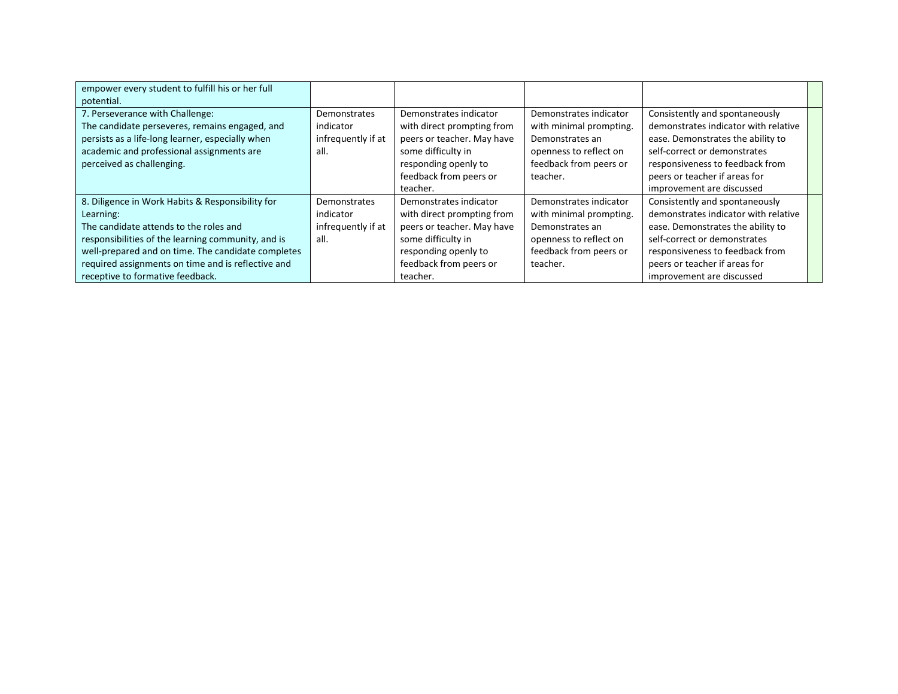| | | | | | |
|---|---|---|---|---|---|
| empower every student to fulfill his or her full potential. | | | | | |
| 7. Perseverance with Challenge: The candidate perseveres, remains engaged, and persists as a life-long learner, especially when academic and professional assignments are perceived as challenging. | Demonstrates indicator infrequently if at all. | Demonstrates indicator with direct prompting from peers or teacher. May have some difficulty in responding openly to feedback from peers or teacher. | Demonstrates indicator with minimal prompting. Demonstrates an openness to reflect on feedback from peers or teacher. | Consistently and spontaneously demonstrates indicator with relative ease. Demonstrates the ability to self-correct or demonstrates responsiveness to feedback from peers or teacher if areas for improvement are discussed | |
| 8. Diligence in Work Habits & Responsibility for Learning: The candidate attends to the roles and responsibilities of the learning community, and is well-prepared and on time. The candidate completes required assignments on time and is reflective and receptive to formative feedback. | Demonstrates indicator infrequently if at all. | Demonstrates indicator with direct prompting from peers or teacher. May have some difficulty in responding openly to feedback from peers or teacher. | Demonstrates indicator with minimal prompting. Demonstrates an openness to reflect on feedback from peers or teacher. | Consistently and spontaneously demonstrates indicator with relative ease. Demonstrates the ability to self-correct or demonstrates responsiveness to feedback from peers or teacher if areas for improvement are discussed | |